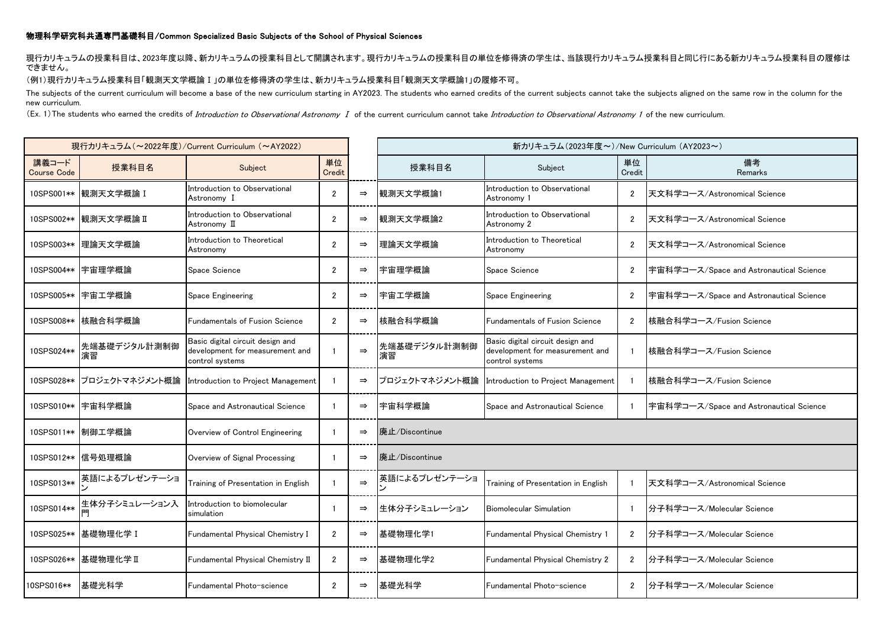**物理科学研究科共通専門基礎科目/Common Specialized Basic Subjects of the School of Physical Sciences**

現行カリキュラムの授業科目は、2023年度以降、新カリキュラムの授業科目として開講されます。現行カリキュラムの授業科目の単位を修得済の学生は、当該現行カリキュラム授業科目と同じ行にある新カリキュラム授業科目の履修はできません。

（例1）現行カリキュラム授業科目「観測天文学概論Ⅰ」の単位を修得済の学生は、新カリキュラム授業科目「観測天文学概論1」の履修不可。

The subjects of the current curriculum will become a base of the new curriculum starting in AY2023. The students who earned credits of the current subjects cannot take the subjects aligned on the same row in the column for the new curriculum.

(Ex. 1) The students who earned the credits of *Introduction to Observational Astronomy Ⅰ* of the current curriculum cannot take *Introduction to Observational Astronomy 1* of the new curriculum.

| 現行カリキュラム（～2022年度）/Current Curriculum （～AY2022） | | | | | 新カリキュラム（2023年度～）/New Curriculum （AY2023～） | | | |
|---|---|---|---|---|---|---|---|---|
| 講義コード Course Code | 授業科目名 | Subject | 単位 Credit | | 授業科目名 | Subject | 単位 Credit | 備考 Remarks |
| 10SPS001** | 観測天文学概論Ⅰ | Introduction to Observational Astronomy Ⅰ | 2 | ⇒ | 観測天文学概論1 | Introduction to Observational Astronomy 1 | 2 | 天文科学コース/Astronomical Science |
| 10SPS002** | 観測天文学概論Ⅱ | Introduction to Observational Astronomy Ⅱ | 2 | ⇒ | 観測天文学概論2 | Introduction to Observational Astronomy 2 | 2 | 天文科学コース/Astronomical Science |
| 10SPS003** | 理論天文学概論 | Introduction to Theoretical Astronomy | 2 | ⇒ | 理論天文学概論 | Introduction to Theoretical Astronomy | 2 | 天文科学コース/Astronomical Science |
| 10SPS004** | 宇宙理学概論 | Space Science | 2 | ⇒ | 宇宙理学概論 | Space Science | 2 | 宇宙科学コース/Space and Astronautical Science |
| 10SPS005** | 宇宙工学概論 | Space Engineering | 2 | ⇒ | 宇宙工学概論 | Space Engineering | 2 | 宇宙科学コース/Space and Astronautical Science |
| 10SPS008** | 核融合科学概論 | Fundamentals of Fusion Science | 2 | ⇒ | 核融合科学概論 | Fundamentals of Fusion Science | 2 | 核融合科学コース/Fusion Science |
| 10SPS024** | 先端基礎デジタル計測制御演習 | Basic digital circuit design and development for measurement and control systems | 1 | ⇒ | 先端基礎デジタル計測制御演習 | Basic digital circuit design and development for measurement and control systems | 1 | 核融合科学コース/Fusion Science |
| 10SPS028** | プロジェクトマネジメント概論 | Introduction to Project Management | 1 | ⇒ | プロジェクトマネジメント概論 | Introduction to Project Management | 1 | 核融合科学コース/Fusion Science |
| 10SPS010** | 宇宙科学概論 | Space and Astronautical Science | 1 | ⇒ | 宇宙科学概論 | Space and Astronautical Science | 1 | 宇宙科学コース/Space and Astronautical Science |
| 10SPS011** | 制御工学概論 | Overview of Control Engineering | 1 | ⇒ | 廃止/Discontinue | | | |
| 10SPS012** | 信号処理概論 | Overview of Signal Processing | 1 | ⇒ | 廃止/Discontinue | | | |
| 10SPS013** | 英語によるプレゼンテーション | Training of Presentation in English | 1 | ⇒ | 英語によるプレゼンテーション | Training of Presentation in English | 1 | 天文科学コース/Astronomical Science |
| 10SPS014** | 生体分子シミュレーション入門 | Introduction to biomolecular simulation | 1 | ⇒ | 生体分子シミュレーション | Biomolecular Simulation | 1 | 分子科学コース/Molecular Science |
| 10SPS025** | 基礎物理化学Ⅰ | Fundamental Physical Chemistry Ⅰ | 2 | ⇒ | 基礎物理化学1 | Fundamental Physical Chemistry 1 | 2 | 分子科学コース/Molecular Science |
| 10SPS026** | 基礎物理化学Ⅱ | Fundamental Physical Chemistry Ⅱ | 2 | ⇒ | 基礎物理化学2 | Fundamental Physical Chemistry 2 | 2 | 分子科学コース/Molecular Science |
| 10SPS016** | 基礎光科学 | Fundamental Photo-science | 2 | ⇒ | 基礎光科学 | Fundamental Photo-science | 2 | 分子科学コース/Molecular Science |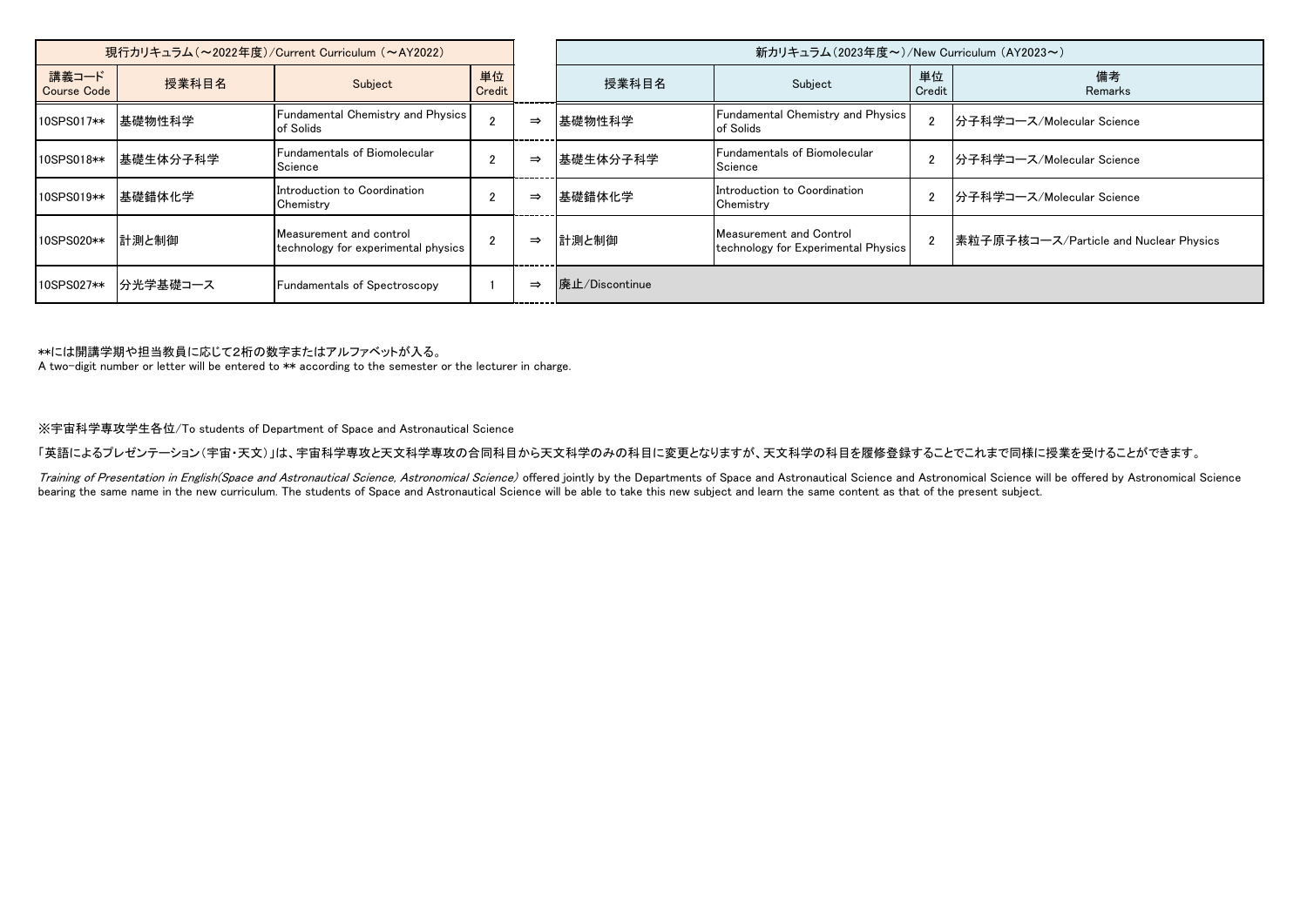| 現行カリキュラム（～2022年度）/Current Curriculum （～AY2022） | | | | | 新カリキュラム（2023年度～）/New Curriculum （AY2023～） | | | |
|---|---|---|---|---|---|---|---|---|
| 講義コード Course Code | 授業科目名 | Subject | 単位 Credit | | 授業科目名 | Subject | 単位 Credit | 備考 Remarks |
| 10SPS017** | 基礎物性科学 | Fundamental Chemistry and Physics of Solids | 2 | ⇒ | 基礎物性科学 | Fundamental Chemistry and Physics of Solids | 2 | 分子科学コース/Molecular Science |
| 10SPS018** | 基礎生体分子科学 | Fundamentals of Biomolecular Science | 2 | ⇒ | 基礎生体分子科学 | Fundamentals of Biomolecular Science | 2 | 分子科学コース/Molecular Science |
| 10SPS019** | 基礎錯体化学 | Introduction to Coordination Chemistry | 2 | ⇒ | 基礎錯体化学 | Introduction to Coordination Chemistry | 2 | 分子科学コース/Molecular Science |
| 10SPS020** | 計測と制御 | Measurement and control technology for experimental physics | 2 | ⇒ | 計測と制御 | Measurement and Control technology for Experimental Physics | 2 | 素粒子原子核コース/Particle and Nuclear Physics |
| 10SPS027** | 分光学基礎コース | Fundamentals of Spectroscopy | 1 | ⇒ | 廃止/Discontinue | | | |

**には開講学期や担当教員に応じて2桁の数字またはアルファベットが入る。
A two-digit number or letter will be entered to ** according to the semester or the lecturer in charge.

※宇宙科学専攻学生各位/To students of Department of Space and Astronautical Science

「英語によるプレゼンテーション（宇宙・天文）」は、宇宙科学専攻と天文科学専攻の合同科目から天文科学のみの科目に変更となりますが、天文科学の科目を履修登録することでこれまで同様に授業を受けることができます。

*Training of Presentation in English(Space and Astronautical Science, Astronomical Science)* offered jointly by the Departments of Space and Astronautical Science and Astronomical Science will be offered by Astronomical Science bearing the same name in the new curriculum. The students of Space and Astronautical Science will be able to take this new subject and learn the same content as that of the present subject.